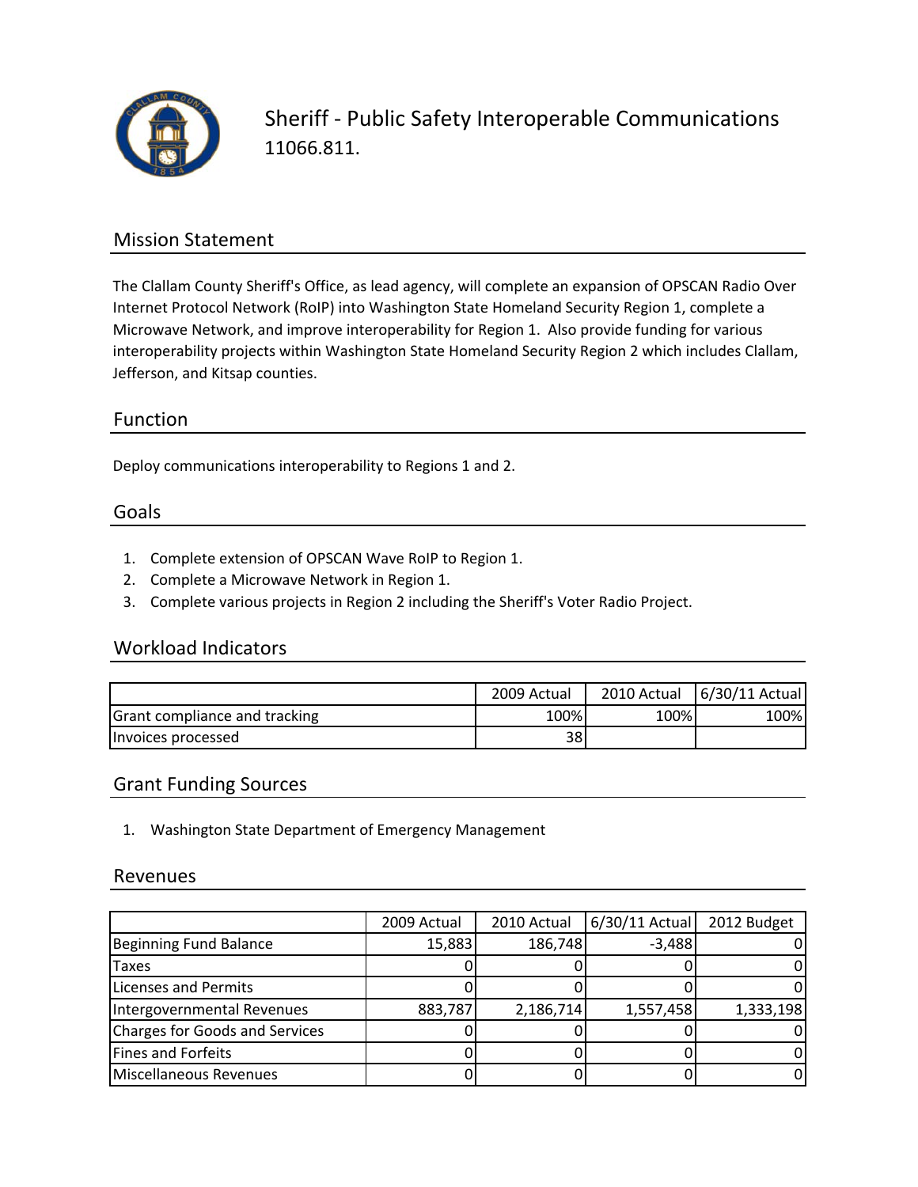# Sheriff - Public Safety Interoperable Communications

11066.811.

## Mission Statement

The Clallam County Sheriff's Office, as lead agency, will complete an expansion of OPSCAN Radio Over Internet Protocol Network (RoIP) into Washington State Homeland Security Region 1, complete a Microwave Network, and improve interoperability for Region 1. Also provide funding for various interoperability projects within Washington State Homeland Security Region 2 which includes Clallam, Jefferson, and Kitsap counties.

## Function

Deploy communications interoperability to Regions 1 and 2.

## Goals

1. Complete extension of OPSCAN Wave RoIP to Region 1.
2. Complete a Microwave Network in Region 1.
3. Complete various projects in Region 2 including the Sheriff's Voter Radio Project.

## Workload Indicators

| | 2009 Actual | 2010 Actual | 6/30/11 Actual |
|---|---|---|---|
| Grant compliance and tracking | 100% | 100% | 100% |
| Invoices processed | 38 | | |

## Grant Funding Sources

1. Washington State Department of Emergency Management

## Revenues

| | 2009 Actual | 2010 Actual | 6/30/11 Actual | 2012 Budget |
|---|---|---|---|---|
| Beginning Fund Balance | 15,883 | 186,748 | -3,488 | 0 |
| Taxes | 0 | 0 | 0 | 0 |
| Licenses and Permits | 0 | 0 | 0 | 0 |
| Intergovernmental Revenues | 883,787 | 2,186,714 | 1,557,458 | 1,333,198 |
| Charges for Goods and Services | 0 | 0 | 0 | 0 |
| Fines and Forfeits | 0 | 0 | 0 | 0 |
| Miscellaneous Revenues | 0 | 0 | 0 | 0 |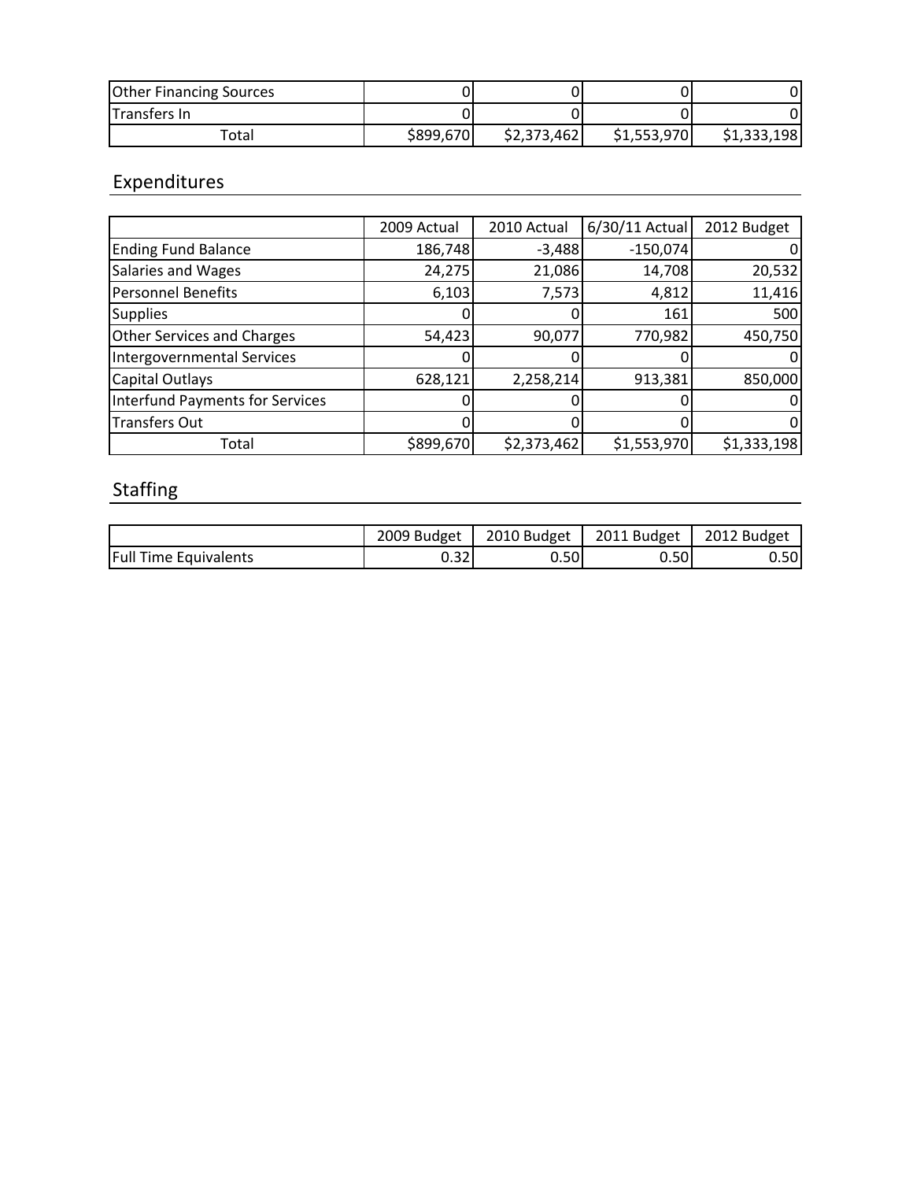| | | | | |
|---|---|---|---|---|
| Other Financing Sources | 0 | 0 | 0 | 0 |
| Transfers In | 0 | 0 | 0 | 0 |
| Total | $899,670 | $2,373,462 | $1,553,970 | $1,333,198 |

## Expenditures

| | 2009 Actual | 2010 Actual | 6/30/11 Actual | 2012 Budget |
|---|---|---|---|---|
| Ending Fund Balance | 186,748 | -3,488 | -150,074 | 0 |
| Salaries and Wages | 24,275 | 21,086 | 14,708 | 20,532 |
| Personnel Benefits | 6,103 | 7,573 | 4,812 | 11,416 |
| Supplies | 0 | 0 | 161 | 500 |
| Other Services and Charges | 54,423 | 90,077 | 770,982 | 450,750 |
| Intergovernmental Services | 0 | 0 | 0 | 0 |
| Capital Outlays | 628,121 | 2,258,214 | 913,381 | 850,000 |
| Interfund Payments for Services | 0 | 0 | 0 | 0 |
| Transfers Out | 0 | 0 | 0 | 0 |
| Total | $899,670 | $2,373,462 | $1,553,970 | $1,333,198 |

## Staffing

| | 2009 Budget | 2010 Budget | 2011 Budget | 2012 Budget |
|---|---|---|---|---|
| Full Time Equivalents | 0.32 | 0.50 | 0.50 | 0.50 |